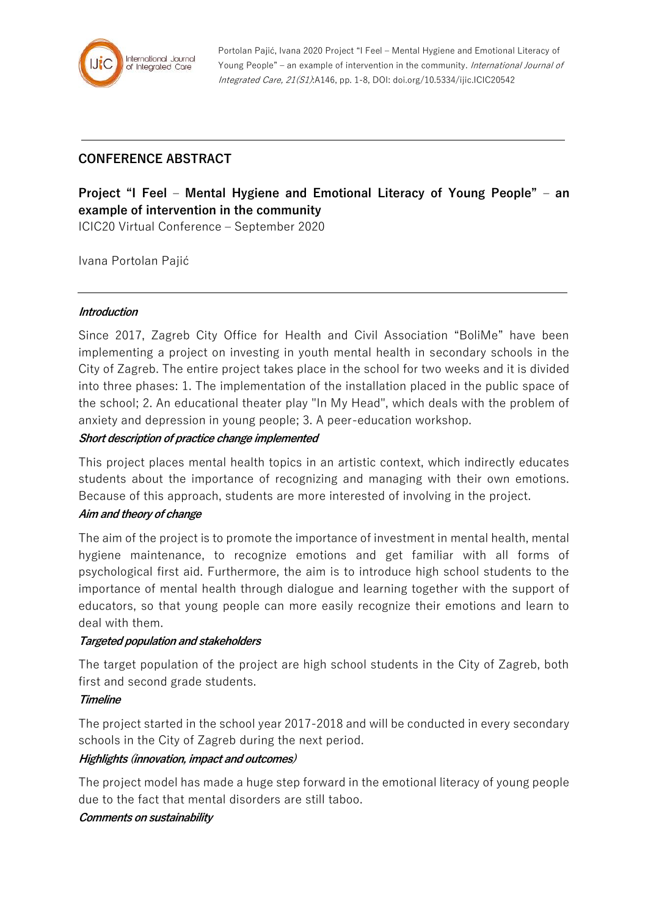Portolan Pajić, Ivana 2020 Project "I Feel – Mental Hygiene and Emotional Literacy of Young People" – an example of intervention in the community. *International Journal of Integrated Care, 21(S1)*:A146, pp. 1-8, DOI: doi.org/10.5334/ijic.ICIC20542

## CONFERENCE ABSTRACT

# Project "I Feel – Mental Hygiene and Emotional Literacy of Young People" – an example of intervention in the community

ICIC20 Virtual Conference – September 2020

Ivana Portolan Pajić

---

***Introduction***

Since 2017, Zagreb City Office for Health and Civil Association "BoliMe" have been implementing a project on investing in youth mental health in secondary schools in the City of Zagreb. The entire project takes place in the school for two weeks and it is divided into three phases: 1. The implementation of the installation placed in the public space of the school; 2. An educational theater play "In My Head", which deals with the problem of anxiety and depression in young people; 3. A peer-education workshop.

***Short description of practice change implemented***

This project places mental health topics in an artistic context, which indirectly educates students about the importance of recognizing and managing with their own emotions. Because of this approach, students are more interested of involving in the project.

***Aim and theory of change***

The aim of the project is to promote the importance of investment in mental health, mental hygiene maintenance, to recognize emotions and get familiar with all forms of psychological first aid. Furthermore, the aim is to introduce high school students to the importance of mental health through dialogue and learning together with the support of educators, so that young people can more easily recognize their emotions and learn to deal with them.

***Targeted population and stakeholders***

The target population of the project are high school students in the City of Zagreb, both first and second grade students.

***Timeline***

The project started in the school year 2017-2018 and will be conducted in every secondary schools in the City of Zagreb during the next period.

***Highlights (innovation, impact and outcomes)***

The project model has made a huge step forward in the emotional literacy of young people due to the fact that mental disorders are still taboo.

***Comments on sustainability***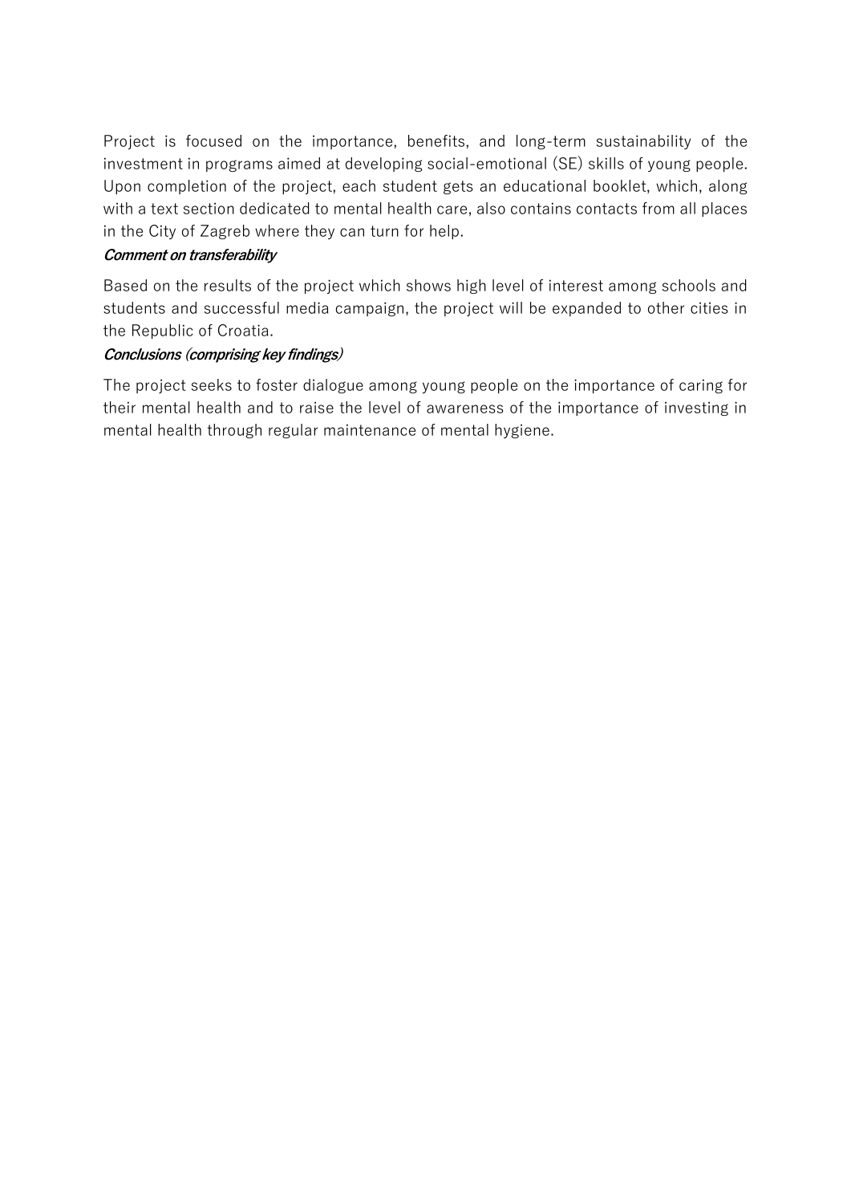Project is focused on the importance, benefits, and long-term sustainability of the investment in programs aimed at developing social-emotional (SE) skills of young people. Upon completion of the project, each student gets an educational booklet, which, along with a text section dedicated to mental health care, also contains contacts from all places in the City of Zagreb where they can turn for help.

***Comment on transferability***

Based on the results of the project which shows high level of interest among schools and students and successful media campaign, the project will be expanded to other cities in the Republic of Croatia.

***Conclusions (comprising key findings)***

The project seeks to foster dialogue among young people on the importance of caring for their mental health and to raise the level of awareness of the importance of investing in mental health through regular maintenance of mental hygiene.